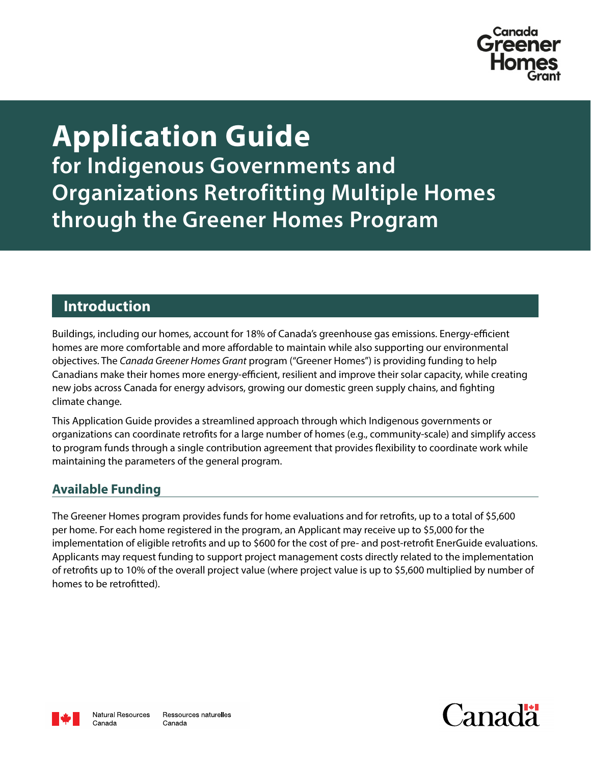Canada Greener Homes Grant

# Application Guide
## for Indigenous Governments and Organizations Retrofitting Multiple Homes through the Greener Homes Program

## Introduction

Buildings, including our homes, account for 18% of Canada's greenhouse gas emissions. Energy-efficient homes are more comfortable and more affordable to maintain while also supporting our environmental objectives. The *Canada Greener Homes Grant* program ("Greener Homes") is providing funding to help Canadians make their homes more energy-efficient, resilient and improve their solar capacity, while creating new jobs across Canada for energy advisors, growing our domestic green supply chains, and fighting climate change.

This Application Guide provides a streamlined approach through which Indigenous governments or organizations can coordinate retrofits for a large number of homes (e.g., community-scale) and simplify access to program funds through a single contribution agreement that provides flexibility to coordinate work while maintaining the parameters of the general program.

### Available Funding

The Greener Homes program provides funds for home evaluations and for retrofits, up to a total of $5,600 per home. For each home registered in the program, an Applicant may receive up to $5,000 for the implementation of eligible retrofits and up to $600 for the cost of pre- and post-retrofit EnerGuide evaluations. Applicants may request funding to support project management costs directly related to the implementation of retrofits up to 10% of the overall project value (where project value is up to $5,600 multiplied by number of homes to be retrofitted).

Natural Resources Canada | Ressources naturelles Canada

Canada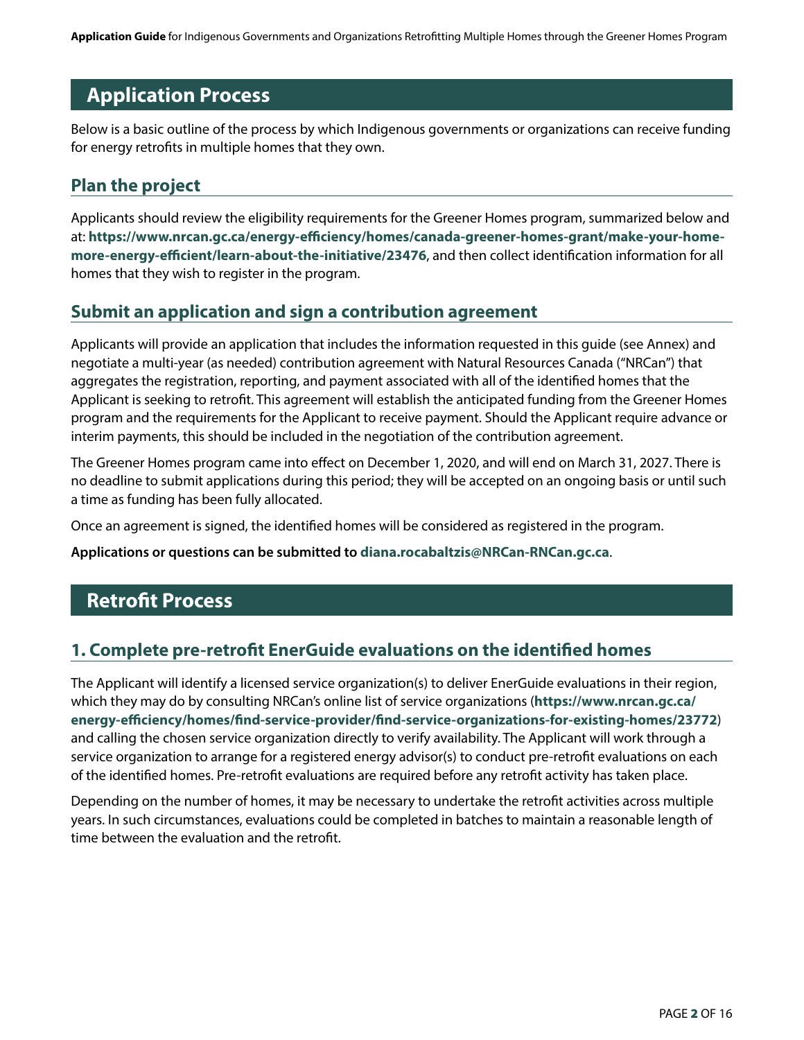## Application Process

Below is a basic outline of the process by which Indigenous governments or organizations can receive funding for energy retrofits in multiple homes that they own.

### Plan the project

Applicants should review the eligibility requirements for the Greener Homes program, summarized below and at: **https://www.nrcan.gc.ca/energy-efficiency/homes/canada-greener-homes-grant/make-your-home-more-energy-efficient/learn-about-the-initiative/23476**, and then collect identification information for all homes that they wish to register in the program.

### Submit an application and sign a contribution agreement

Applicants will provide an application that includes the information requested in this guide (see Annex) and negotiate a multi-year (as needed) contribution agreement with Natural Resources Canada ("NRCan") that aggregates the registration, reporting, and payment associated with all of the identified homes that the Applicant is seeking to retrofit. This agreement will establish the anticipated funding from the Greener Homes program and the requirements for the Applicant to receive payment. Should the Applicant require advance or interim payments, this should be included in the negotiation of the contribution agreement.

The Greener Homes program came into effect on December 1, 2020, and will end on March 31, 2027. There is no deadline to submit applications during this period; they will be accepted on an ongoing basis or until such a time as funding has been fully allocated.

Once an agreement is signed, the identified homes will be considered as registered in the program.

**Applications or questions can be submitted to diana.rocabaltzis@NRCan-RNCan.gc.ca**.

## Retrofit Process

### 1. Complete pre-retrofit EnerGuide evaluations on the identified homes

The Applicant will identify a licensed service organization(s) to deliver EnerGuide evaluations in their region, which they may do by consulting NRCan's online list of service organizations (**https://www.nrcan.gc.ca/energy-efficiency/homes/find-service-provider/find-service-organizations-for-existing-homes/23772**) and calling the chosen service organization directly to verify availability. The Applicant will work through a service organization to arrange for a registered energy advisor(s) to conduct pre-retrofit evaluations on each of the identified homes. Pre-retrofit evaluations are required before any retrofit activity has taken place.

Depending on the number of homes, it may be necessary to undertake the retrofit activities across multiple years. In such circumstances, evaluations could be completed in batches to maintain a reasonable length of time between the evaluation and the retrofit.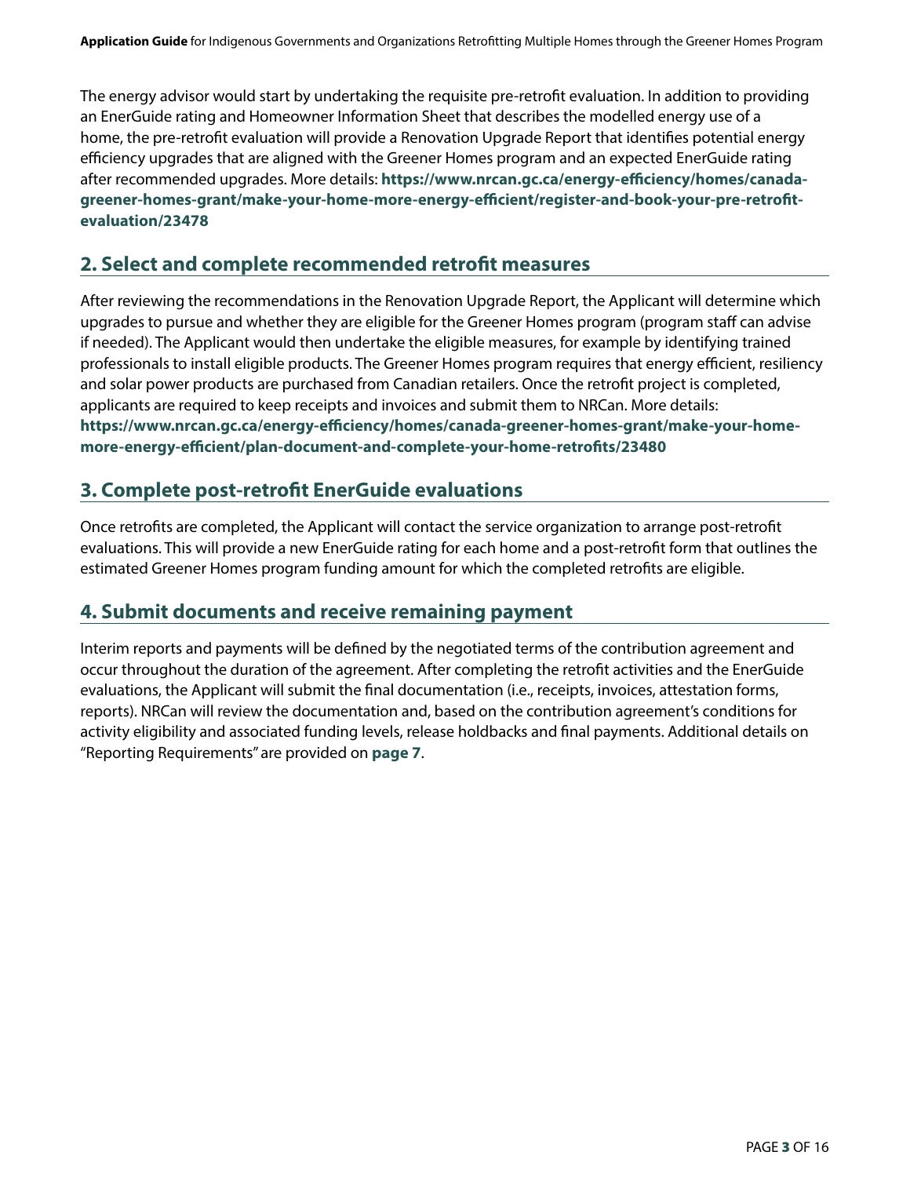The energy advisor would start by undertaking the requisite pre-retrofit evaluation. In addition to providing an EnerGuide rating and Homeowner Information Sheet that describes the modelled energy use of a home, the pre-retrofit evaluation will provide a Renovation Upgrade Report that identifies potential energy efficiency upgrades that are aligned with the Greener Homes program and an expected EnerGuide rating after recommended upgrades. More details: **https://www.nrcan.gc.ca/energy-efficiency/homes/canada-greener-homes-grant/make-your-home-more-energy-efficient/register-and-book-your-pre-retrofit-evaluation/23478**

## 2. Select and complete recommended retrofit measures

After reviewing the recommendations in the Renovation Upgrade Report, the Applicant will determine which upgrades to pursue and whether they are eligible for the Greener Homes program (program staff can advise if needed). The Applicant would then undertake the eligible measures, for example by identifying trained professionals to install eligible products. The Greener Homes program requires that energy efficient, resiliency and solar power products are purchased from Canadian retailers. Once the retrofit project is completed, applicants are required to keep receipts and invoices and submit them to NRCan. More details: **https://www.nrcan.gc.ca/energy-efficiency/homes/canada-greener-homes-grant/make-your-home-more-energy-efficient/plan-document-and-complete-your-home-retrofits/23480**

## 3. Complete post-retrofit EnerGuide evaluations

Once retrofits are completed, the Applicant will contact the service organization to arrange post-retrofit evaluations. This will provide a new EnerGuide rating for each home and a post-retrofit form that outlines the estimated Greener Homes program funding amount for which the completed retrofits are eligible.

## 4. Submit documents and receive remaining payment

Interim reports and payments will be defined by the negotiated terms of the contribution agreement and occur throughout the duration of the agreement. After completing the retrofit activities and the EnerGuide evaluations, the Applicant will submit the final documentation (i.e., receipts, invoices, attestation forms, reports). NRCan will review the documentation and, based on the contribution agreement's conditions for activity eligibility and associated funding levels, release holdbacks and final payments. Additional details on "Reporting Requirements" are provided on **page 7**.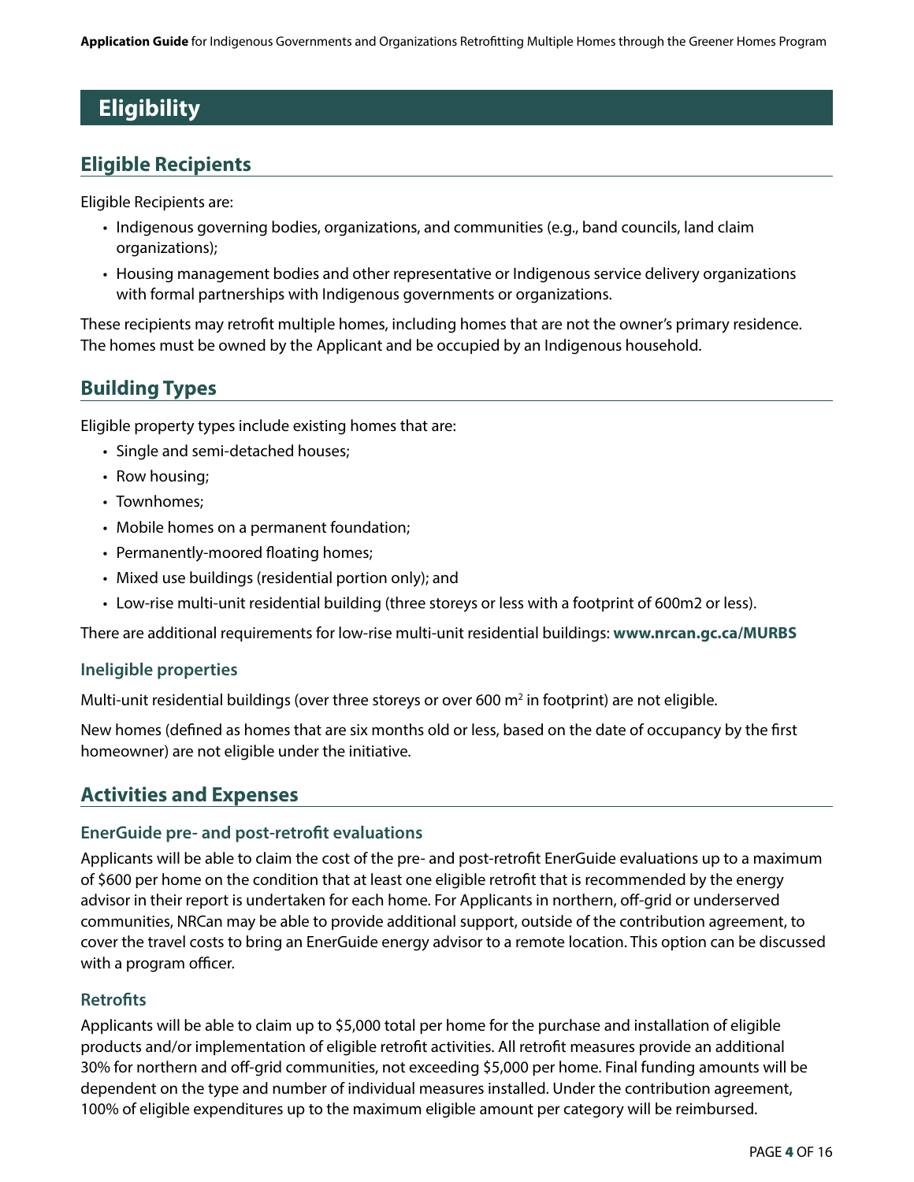# Eligibility

## Eligible Recipients

Eligible Recipients are:

- Indigenous governing bodies, organizations, and communities (e.g., band councils, land claim organizations);
- Housing management bodies and other representative or Indigenous service delivery organizations with formal partnerships with Indigenous governments or organizations.

These recipients may retrofit multiple homes, including homes that are not the owner's primary residence. The homes must be owned by the Applicant and be occupied by an Indigenous household.

## Building Types

Eligible property types include existing homes that are:

- Single and semi-detached houses;
- Row housing;
- Townhomes;
- Mobile homes on a permanent foundation;
- Permanently-moored floating homes;
- Mixed use buildings (residential portion only); and
- Low-rise multi-unit residential building (three storeys or less with a footprint of 600m2 or less).

There are additional requirements for low-rise multi-unit residential buildings: **www.nrcan.gc.ca/MURBS**

### Ineligible properties

Multi-unit residential buildings (over three storeys or over 600 $m^2$ in footprint) are not eligible.

New homes (defined as homes that are six months old or less, based on the date of occupancy by the first homeowner) are not eligible under the initiative.

## Activities and Expenses

### EnerGuide pre- and post-retrofit evaluations

Applicants will be able to claim the cost of the pre- and post-retrofit EnerGuide evaluations up to a maximum of $600 per home on the condition that at least one eligible retrofit that is recommended by the energy advisor in their report is undertaken for each home. For Applicants in northern, off-grid or underserved communities, NRCan may be able to provide additional support, outside of the contribution agreement, to cover the travel costs to bring an EnerGuide energy advisor to a remote location. This option can be discussed with a program officer.

### Retrofits

Applicants will be able to claim up to $5,000 total per home for the purchase and installation of eligible products and/or implementation of eligible retrofit activities. All retrofit measures provide an additional 30% for northern and off-grid communities, not exceeding $5,000 per home. Final funding amounts will be dependent on the type and number of individual measures installed. Under the contribution agreement, 100% of eligible expenditures up to the maximum eligible amount per category will be reimbursed.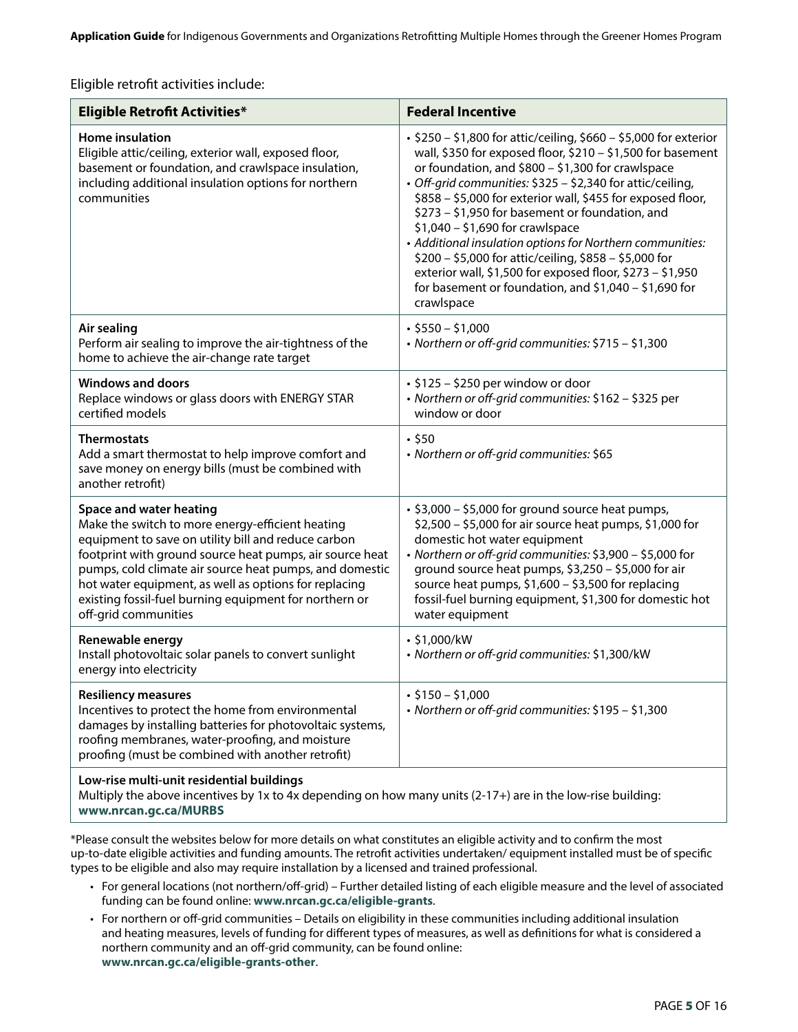Eligible retrofit activities include:

| Eligible Retrofit Activities* | Federal Incentive |
|---|---|
| **Home insulation**<br>Eligible attic/ceiling, exterior wall, exposed floor, basement or foundation, and crawlspace insulation, including additional insulation options for northern communities | • \$250 – \$1,800 for attic/ceiling, \$660 – \$5,000 for exterior wall, \$350 for exposed floor, \$210 – \$1,500 for basement or foundation, and \$800 – \$1,300 for crawlspace<br>• *Off-grid communities:* \$325 – \$2,340 for attic/ceiling, \$858 – \$5,000 for exterior wall, \$455 for exposed floor, \$273 – \$1,950 for basement or foundation, and \$1,040 – \$1,690 for crawlspace<br>• *Additional insulation options for Northern communities:* \$200 – \$5,000 for attic/ceiling, \$858 – \$5,000 for exterior wall, \$1,500 for exposed floor, \$273 – \$1,950 for basement or foundation, and \$1,040 – \$1,690 for crawlspace |
| **Air sealing**<br>Perform air sealing to improve the air-tightness of the home to achieve the air-change rate target | • \$550 – \$1,000<br>• *Northern or off-grid communities:* \$715 – \$1,300 |
| **Windows and doors**<br>Replace windows or glass doors with ENERGY STAR certified models | • \$125 – \$250 per window or door<br>• *Northern or off-grid communities:* \$162 – \$325 per window or door |
| **Thermostats**<br>Add a smart thermostat to help improve comfort and save money on energy bills (must be combined with another retrofit) | • \$50<br>• *Northern or off-grid communities:* \$65 |
| **Space and water heating**<br>Make the switch to more energy-efficient heating equipment to save on utility bill and reduce carbon footprint with ground source heat pumps, air source heat pumps, cold climate air source heat pumps, and domestic hot water equipment, as well as options for replacing existing fossil-fuel burning equipment for northern or off-grid communities | • \$3,000 – \$5,000 for ground source heat pumps, \$2,500 – \$5,000 for air source heat pumps, \$1,000 for domestic hot water equipment<br>• *Northern or off-grid communities:* \$3,900 – \$5,000 for ground source heat pumps, \$3,250 – \$5,000 for air source heat pumps, \$1,600 – \$3,500 for replacing fossil-fuel burning equipment, \$1,300 for domestic hot water equipment |
| **Renewable energy**<br>Install photovoltaic solar panels to convert sunlight energy into electricity | • \$1,000/kW<br>• *Northern or off-grid communities:* \$1,300/kW |
| **Resiliency measures**<br>Incentives to protect the home from environmental damages by installing batteries for photovoltaic systems, roofing membranes, water-proofing, and moisture proofing (must be combined with another retrofit) | • \$150 – \$1,000<br>• *Northern or off-grid communities:* \$195 – \$1,300 |
| **Low-rise multi-unit residential buildings**<br>Multiply the above incentives by 1x to 4x depending on how many units (2-17+) are in the low-rise building: **www.nrcan.gc.ca/MURBS** | |

*Please consult the websites below for more details on what constitutes an eligible activity and to confirm the most up-to-date eligible activities and funding amounts. The retrofit activities undertaken/ equipment installed must be of specific types to be eligible and also may require installation by a licensed and trained professional.

- For general locations (not northern/off-grid) – Further detailed listing of each eligible measure and the level of associated funding can be found online: **www.nrcan.gc.ca/eligible-grants**.
- For northern or off-grid communities – Details on eligibility in these communities including additional insulation and heating measures, levels of funding for different types of measures, as well as definitions for what is considered a northern community and an off-grid community, can be found online: **www.nrcan.gc.ca/eligible-grants-other**.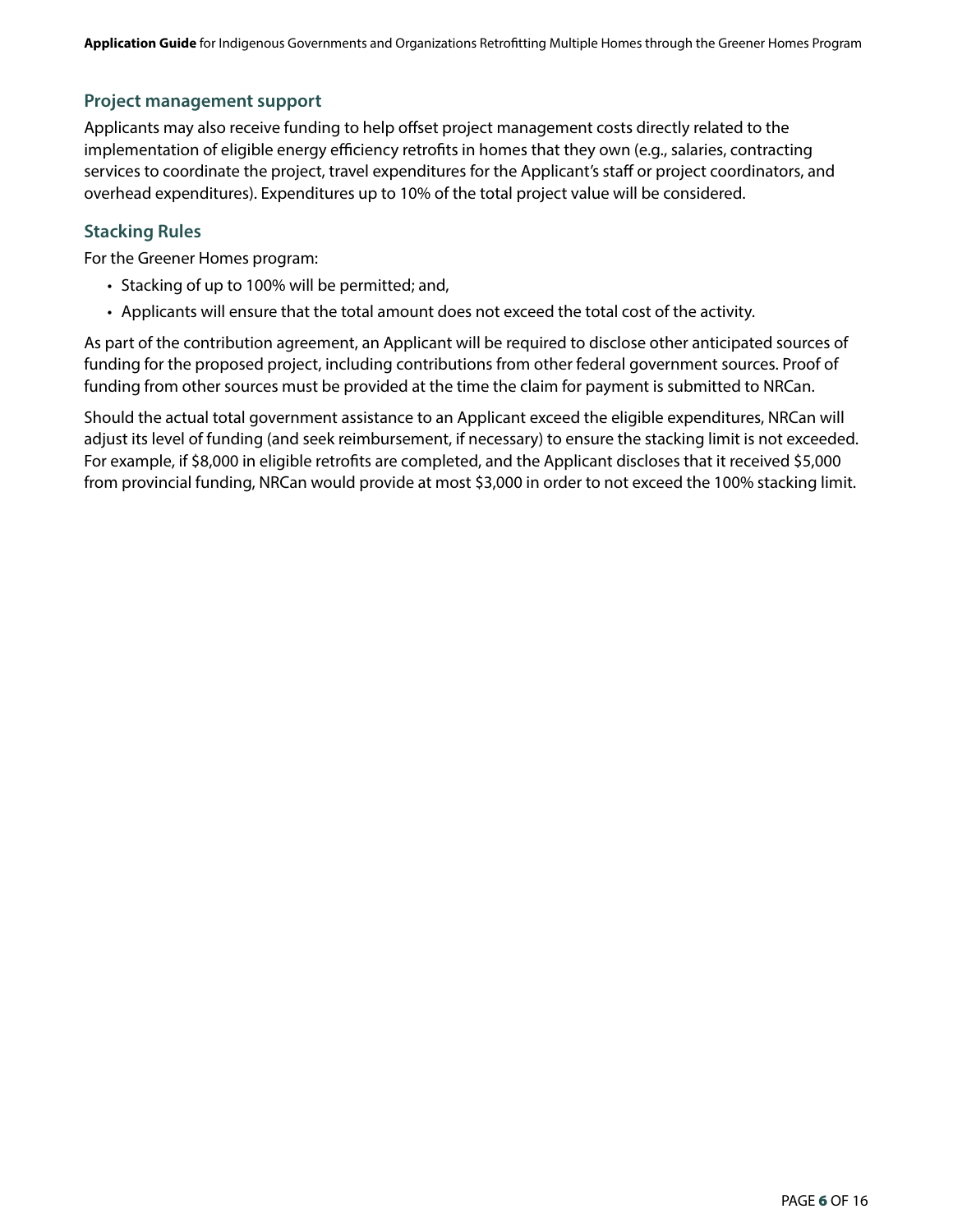### Project management support

Applicants may also receive funding to help offset project management costs directly related to the implementation of eligible energy efficiency retrofits in homes that they own (e.g., salaries, contracting services to coordinate the project, travel expenditures for the Applicant's staff or project coordinators, and overhead expenditures). Expenditures up to 10% of the total project value will be considered.

### Stacking Rules

For the Greener Homes program:

- Stacking of up to 100% will be permitted; and,
- Applicants will ensure that the total amount does not exceed the total cost of the activity.

As part of the contribution agreement, an Applicant will be required to disclose other anticipated sources of funding for the proposed project, including contributions from other federal government sources. Proof of funding from other sources must be provided at the time the claim for payment is submitted to NRCan.

Should the actual total government assistance to an Applicant exceed the eligible expenditures, NRCan will adjust its level of funding (and seek reimbursement, if necessary) to ensure the stacking limit is not exceeded. For example, if $8,000 in eligible retrofits are completed, and the Applicant discloses that it received $5,000 from provincial funding, NRCan would provide at most $3,000 in order to not exceed the 100% stacking limit.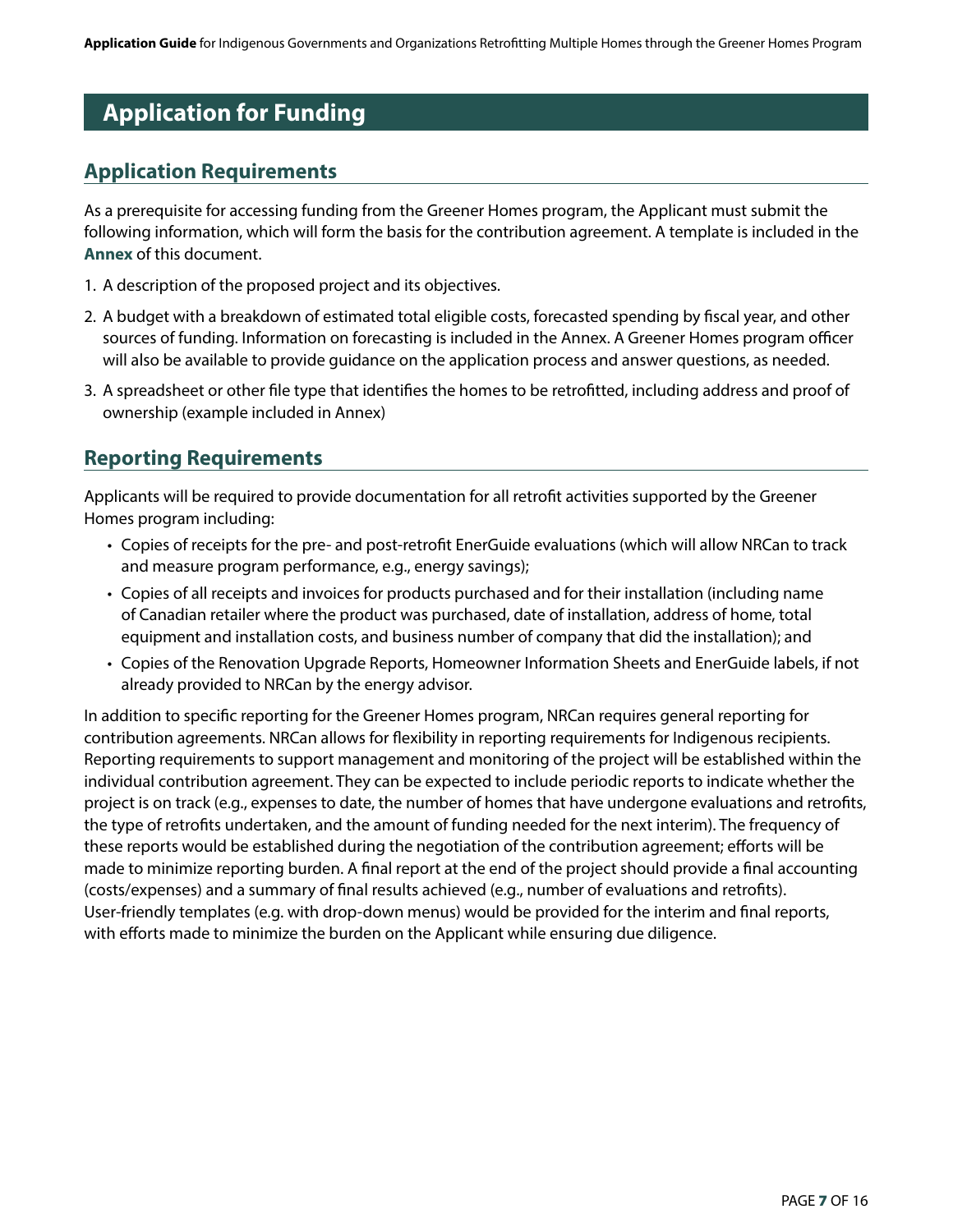# Application for Funding

## Application Requirements

As a prerequisite for accessing funding from the Greener Homes program, the Applicant must submit the following information, which will form the basis for the contribution agreement. A template is included in the **Annex** of this document.

1. A description of the proposed project and its objectives.
2. A budget with a breakdown of estimated total eligible costs, forecasted spending by fiscal year, and other sources of funding. Information on forecasting is included in the Annex. A Greener Homes program officer will also be available to provide guidance on the application process and answer questions, as needed.
3. A spreadsheet or other file type that identifies the homes to be retrofitted, including address and proof of ownership (example included in Annex)

## Reporting Requirements

Applicants will be required to provide documentation for all retrofit activities supported by the Greener Homes program including:

- Copies of receipts for the pre- and post-retrofit EnerGuide evaluations (which will allow NRCan to track and measure program performance, e.g., energy savings);
- Copies of all receipts and invoices for products purchased and for their installation (including name of Canadian retailer where the product was purchased, date of installation, address of home, total equipment and installation costs, and business number of company that did the installation); and
- Copies of the Renovation Upgrade Reports, Homeowner Information Sheets and EnerGuide labels, if not already provided to NRCan by the energy advisor.

In addition to specific reporting for the Greener Homes program, NRCan requires general reporting for contribution agreements. NRCan allows for flexibility in reporting requirements for Indigenous recipients. Reporting requirements to support management and monitoring of the project will be established within the individual contribution agreement. They can be expected to include periodic reports to indicate whether the project is on track (e.g., expenses to date, the number of homes that have undergone evaluations and retrofits, the type of retrofits undertaken, and the amount of funding needed for the next interim). The frequency of these reports would be established during the negotiation of the contribution agreement; efforts will be made to minimize reporting burden. A final report at the end of the project should provide a final accounting (costs/expenses) and a summary of final results achieved (e.g., number of evaluations and retrofits). User-friendly templates (e.g. with drop-down menus) would be provided for the interim and final reports, with efforts made to minimize the burden on the Applicant while ensuring due diligence.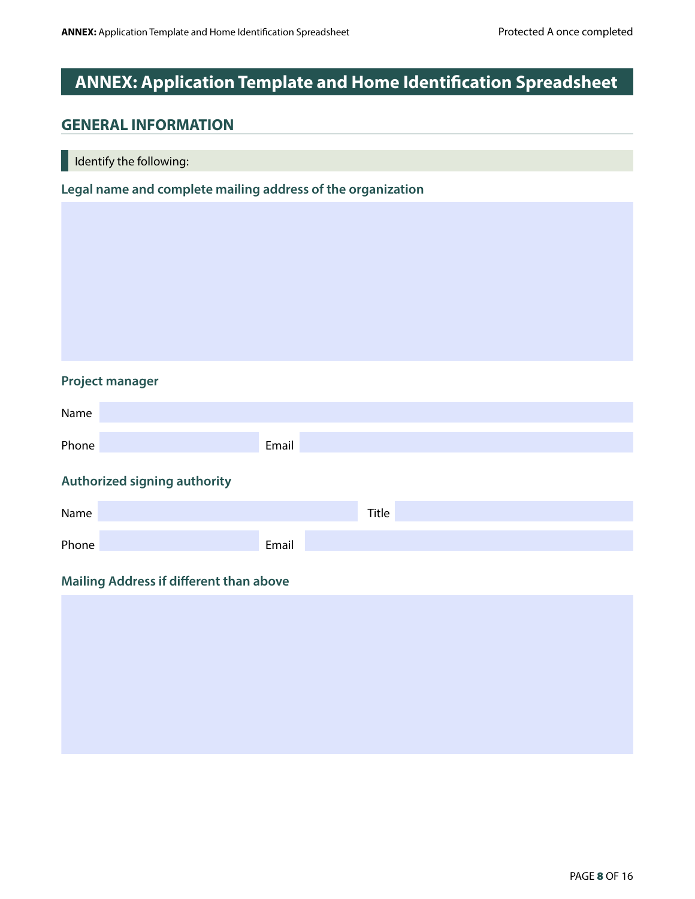# ANNEX: Application Template and Home Identification Spreadsheet

## GENERAL INFORMATION

Identify the following:

### Legal name and complete mailing address of the organization

### Project manager

Name

Phone

Email

### Authorized signing authority

Name

Title

Phone

Email

### Mailing Address if different than above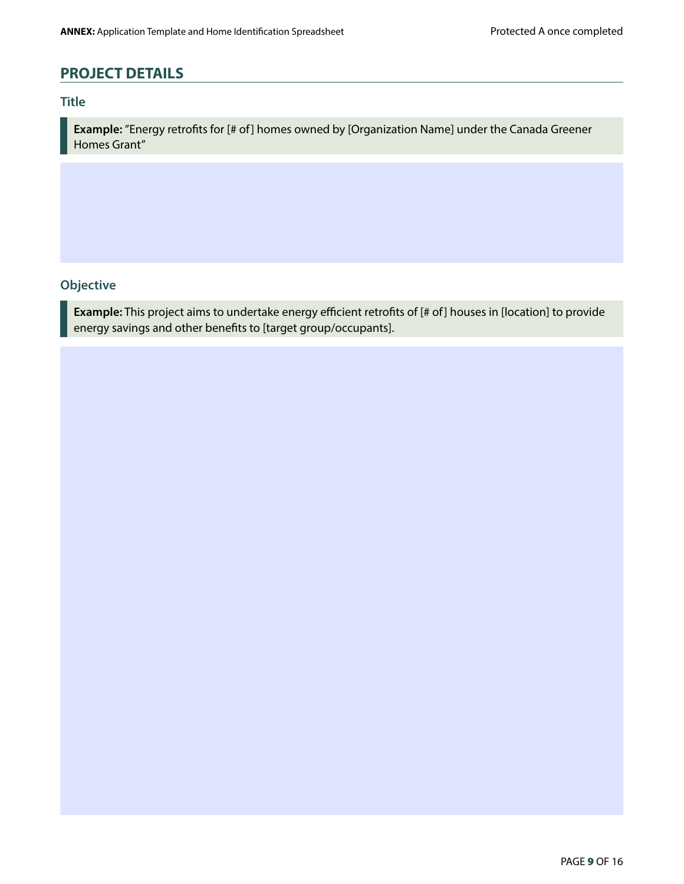## PROJECT DETAILS

### Title

> **Example:** "Energy retrofits for [# of] homes owned by [Organization Name] under the Canada Greener Homes Grant"

### Objective

> **Example:** This project aims to undertake energy efficient retrofits of [# of] houses in [location] to provide energy savings and other benefits to [target group/occupants].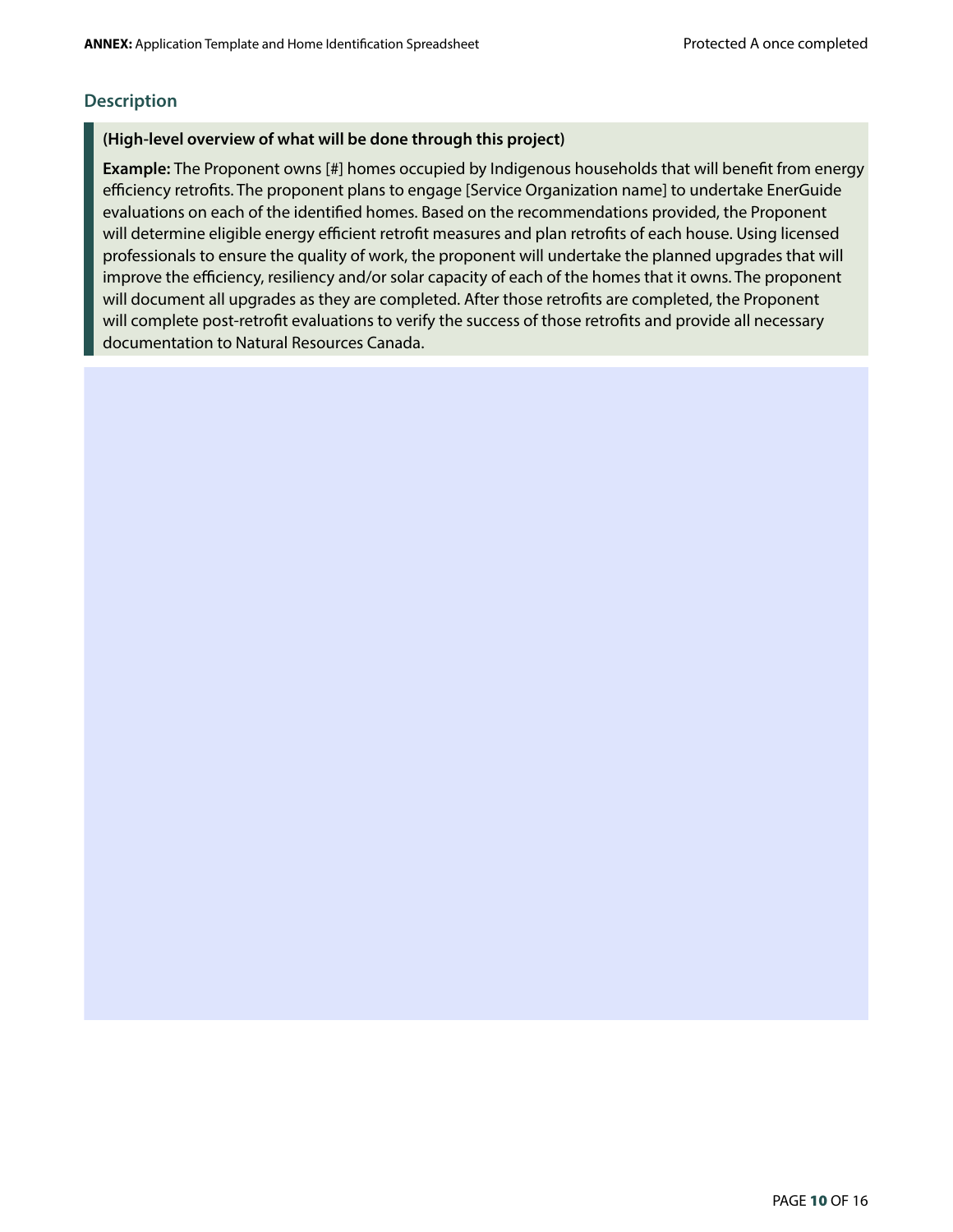## Description

**(High-level overview of what will be done through this project)**

**Example:** The Proponent owns [#] homes occupied by Indigenous households that will benefit from energy efficiency retrofits. The proponent plans to engage [Service Organization name] to undertake EnerGuide evaluations on each of the identified homes. Based on the recommendations provided, the Proponent will determine eligible energy efficient retrofit measures and plan retrofits of each house. Using licensed professionals to ensure the quality of work, the proponent will undertake the planned upgrades that will improve the efficiency, resiliency and/or solar capacity of each of the homes that it owns. The proponent will document all upgrades as they are completed. After those retrofits are completed, the Proponent will complete post-retrofit evaluations to verify the success of those retrofits and provide all necessary documentation to Natural Resources Canada.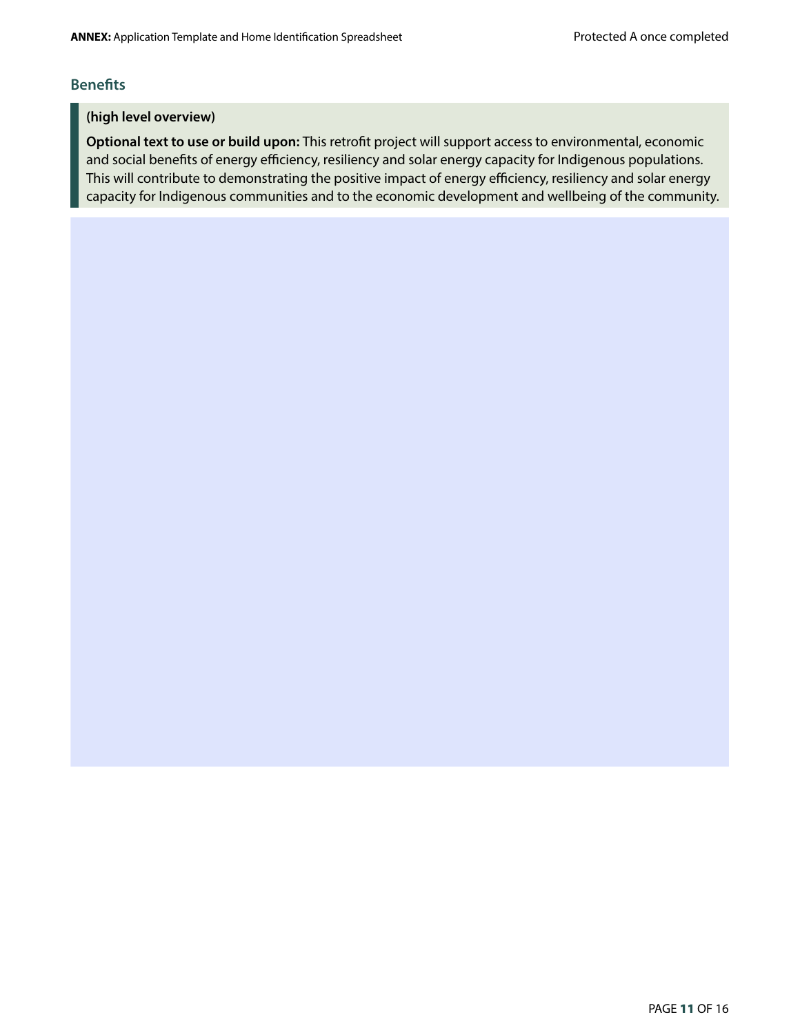## Benefits

**(high level overview)**

**Optional text to use or build upon:** This retrofit project will support access to environmental, economic and social benefits of energy efficiency, resiliency and solar energy capacity for Indigenous populations. This will contribute to demonstrating the positive impact of energy efficiency, resiliency and solar energy capacity for Indigenous communities and to the economic development and wellbeing of the community.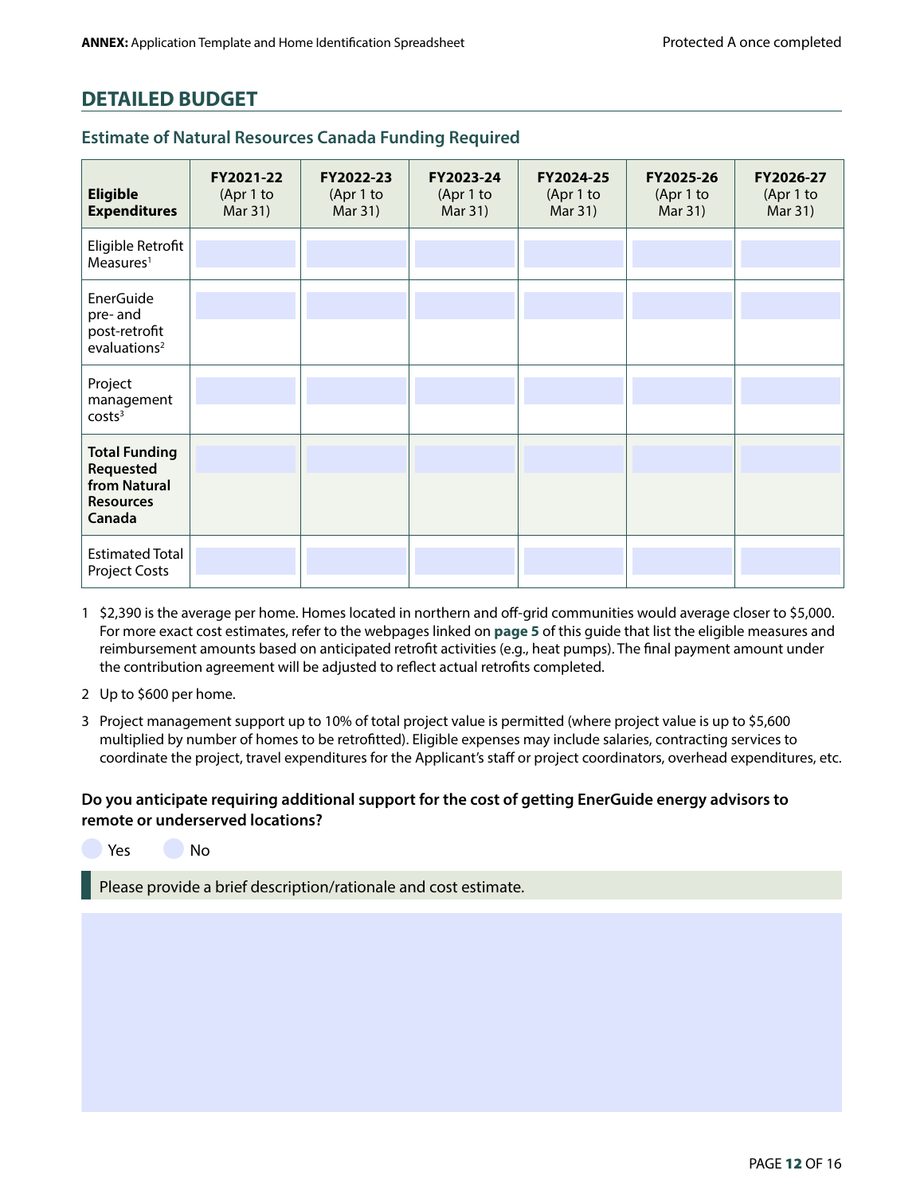## DETAILED BUDGET

### Estimate of Natural Resources Canada Funding Required

| Eligible Expenditures | FY2021-22 (Apr 1 to Mar 31) | FY2022-23 (Apr 1 to Mar 31) | FY2023-24 (Apr 1 to Mar 31) | FY2024-25 (Apr 1 to Mar 31) | FY2025-26 (Apr 1 to Mar 31) | FY2026-27 (Apr 1 to Mar 31) |
|---|---|---|---|---|---|---|
| Eligible Retrofit Measures[1] | | | | | | |
| EnerGuide pre- and post-retrofit evaluations[2] | | | | | | |
| Project management costs[3] | | | | | | |
| **Total Funding Requested from Natural Resources Canada** | | | | | | |
| Estimated Total Project Costs | | | | | | |

1 $2,390 is the average per home. Homes located in northern and off-grid communities would average closer to $5,000. For more exact cost estimates, refer to the webpages linked on **page 5** of this guide that list the eligible measures and reimbursement amounts based on anticipated retrofit activities (e.g., heat pumps). The final payment amount under the contribution agreement will be adjusted to reflect actual retrofits completed.

2 Up to $600 per home.

3 Project management support up to 10% of total project value is permitted (where project value is up to $5,600 multiplied by number of homes to be retrofitted). Eligible expenses may include salaries, contracting services to coordinate the project, travel expenditures for the Applicant's staff or project coordinators, overhead expenditures, etc.

**Do you anticipate requiring additional support for the cost of getting EnerGuide energy advisors to remote or underserved locations?**

- Yes
- No

Please provide a brief description/rationale and cost estimate.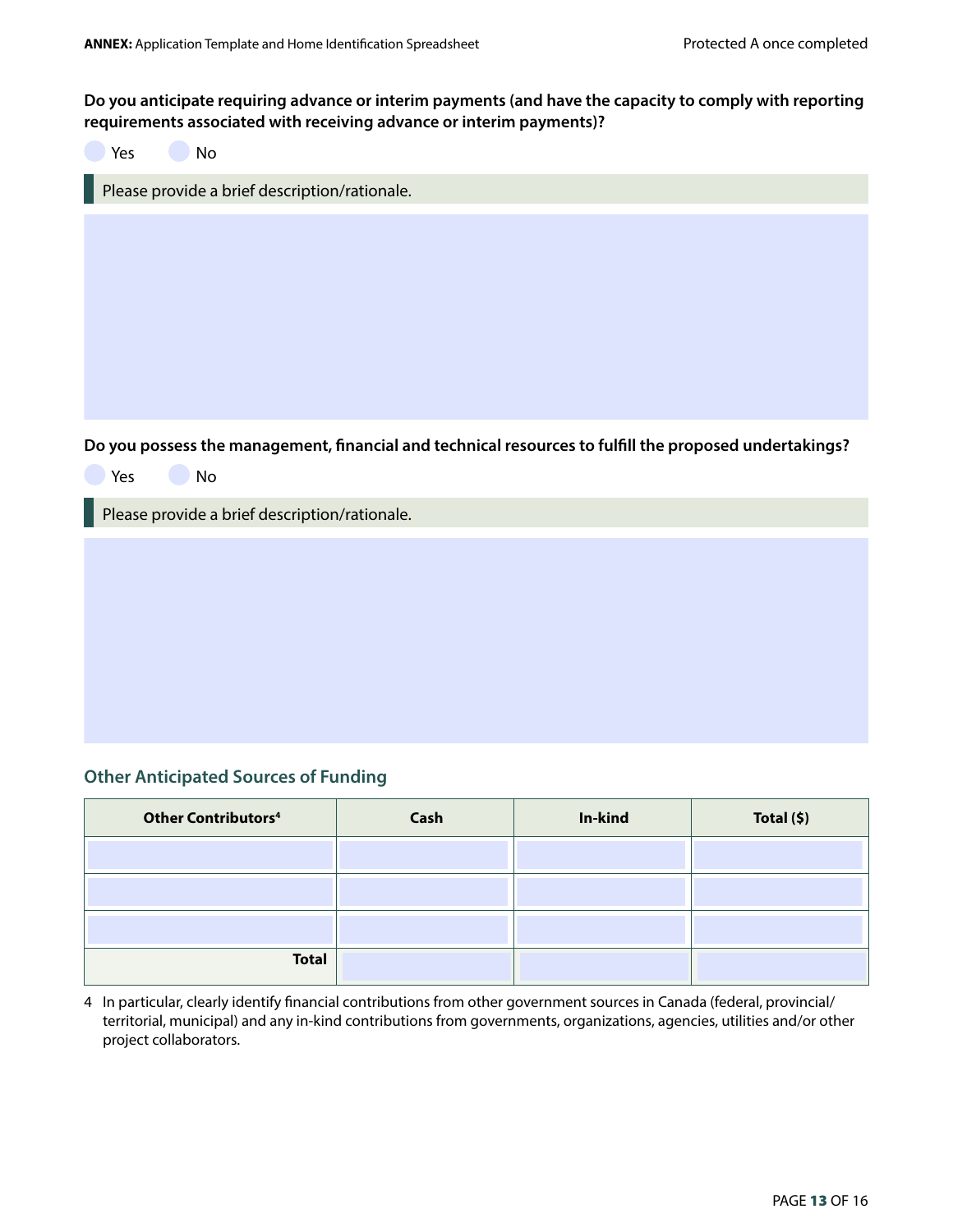**Do you anticipate requiring advance or interim payments (and have the capacity to comply with reporting requirements associated with receiving advance or interim payments)?**

- [ ] Yes
- [ ] No

Please provide a brief description/rationale.

**Do you possess the management, financial and technical resources to fulfill the proposed undertakings?**

- [ ] Yes
- [ ] No

Please provide a brief description/rationale.

## Other Anticipated Sources of Funding

| Other Contributors[4] | Cash | In-kind | Total ($) |
|---|---|---|---|
| | | | |
| | | | |
| | | | |
| **Total** | | | |

4 In particular, clearly identify financial contributions from other government sources in Canada (federal, provincial/territorial, municipal) and any in-kind contributions from governments, organizations, agencies, utilities and/or other project collaborators.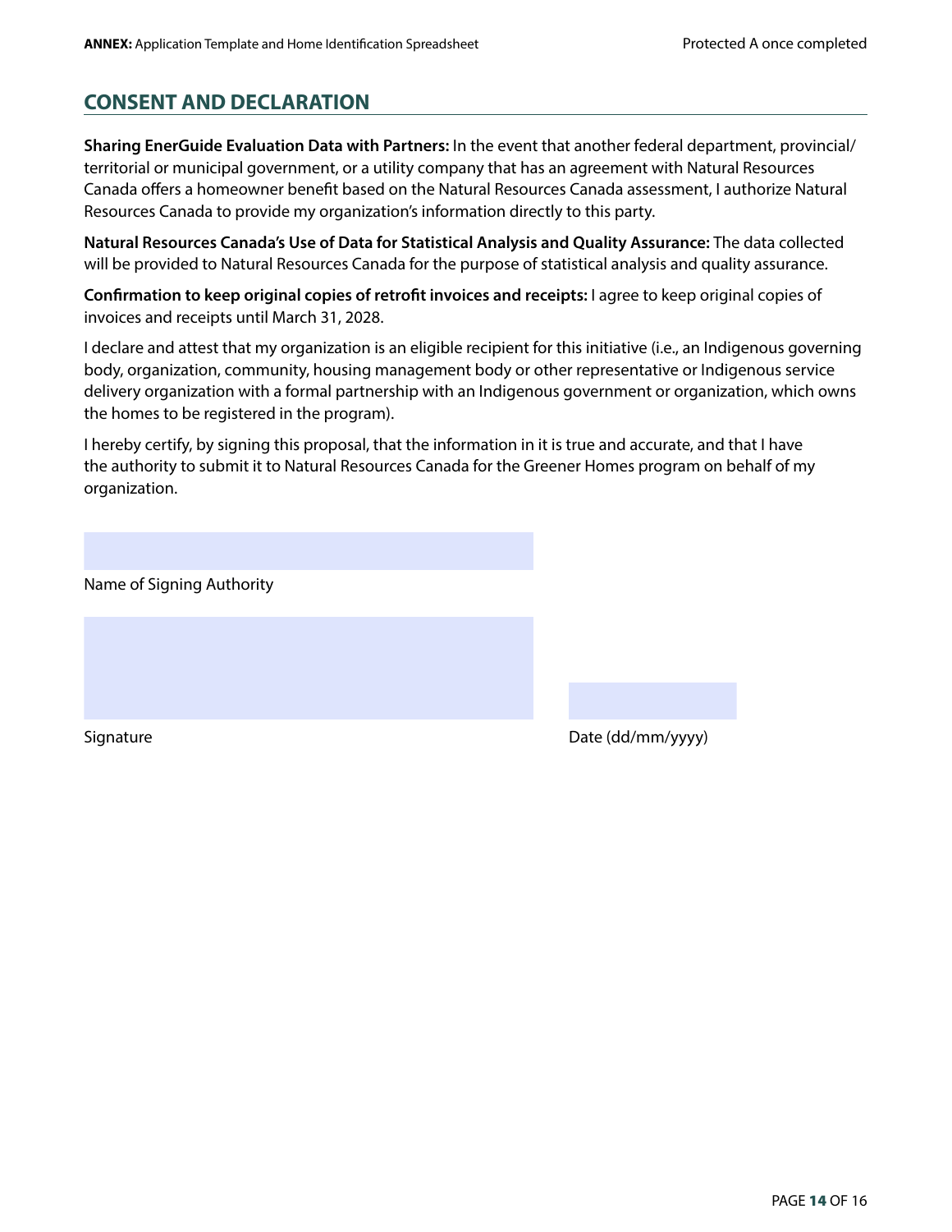## CONSENT AND DECLARATION

**Sharing EnerGuide Evaluation Data with Partners:** In the event that another federal department, provincial/territorial or municipal government, or a utility company that has an agreement with Natural Resources Canada offers a homeowner benefit based on the Natural Resources Canada assessment, I authorize Natural Resources Canada to provide my organization's information directly to this party.

**Natural Resources Canada's Use of Data for Statistical Analysis and Quality Assurance:** The data collected will be provided to Natural Resources Canada for the purpose of statistical analysis and quality assurance.

**Confirmation to keep original copies of retrofit invoices and receipts:** I agree to keep original copies of invoices and receipts until March 31, 2028.

I declare and attest that my organization is an eligible recipient for this initiative (i.e., an Indigenous governing body, organization, community, housing management body or other representative or Indigenous service delivery organization with a formal partnership with an Indigenous government or organization, which owns the homes to be registered in the program).

I hereby certify, by signing this proposal, that the information in it is true and accurate, and that I have the authority to submit it to Natural Resources Canada for the Greener Homes program on behalf of my organization.

Name of Signing Authority

Signature

Date (dd/mm/yyyy)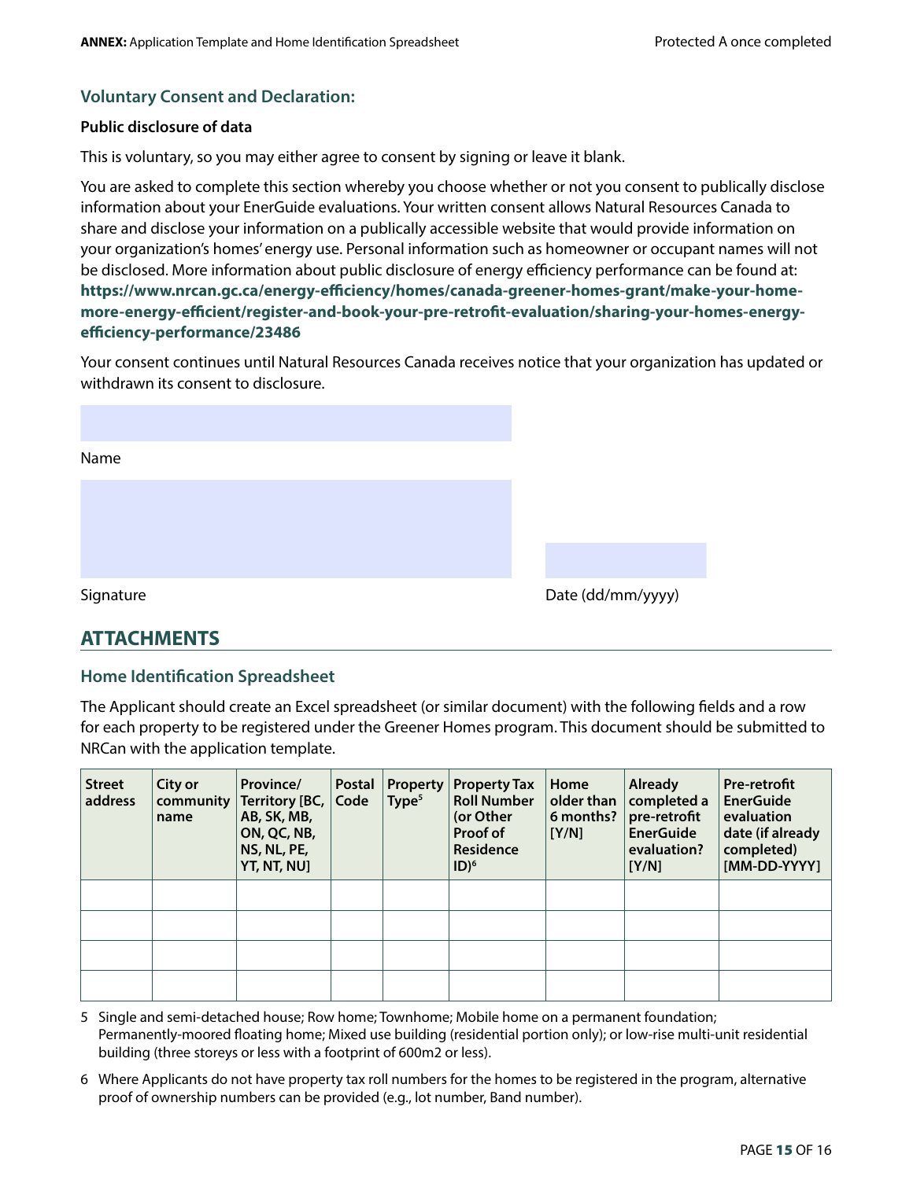### Voluntary Consent and Declaration:

**Public disclosure of data**

This is voluntary, so you may either agree to consent by signing or leave it blank.

You are asked to complete this section whereby you choose whether or not you consent to publically disclose information about your EnerGuide evaluations. Your written consent allows Natural Resources Canada to share and disclose your information on a publically accessible website that would provide information on your organization's homes' energy use. Personal information such as homeowner or occupant names will not be disclosed. More information about public disclosure of energy efficiency performance can be found at: **https://www.nrcan.gc.ca/energy-efficiency/homes/canada-greener-homes-grant/make-your-home-more-energy-efficient/register-and-book-your-pre-retrofit-evaluation/sharing-your-homes-energy-efficiency-performance/23486**

Your consent continues until Natural Resources Canada receives notice that your organization has updated or withdrawn its consent to disclosure.

Name

Signature

Date (dd/mm/yyyy)

## ATTACHMENTS

### Home Identification Spreadsheet

The Applicant should create an Excel spreadsheet (or similar document) with the following fields and a row for each property to be registered under the Greener Homes program. This document should be submitted to NRCan with the application template.

| Street address | City or community name | Province/ Territory [BC, AB, SK, MB, ON, QC, NB, NS, NL, PE, YT, NT, NU] | Postal Code | Property Type[5] | Property Tax Roll Number (or Other Proof of Residence ID)[6] | Home older than 6 months? [Y/N] | Already completed a pre-retrofit EnerGuide evaluation? [Y/N] | Pre-retrofit EnerGuide evaluation date (if already completed) [MM-DD-YYYY] |
|---|---|---|---|---|---|---|---|---|
| | | | | | | | | |
| | | | | | | | | |
| | | | | | | | | |
| | | | | | | | | |

5 Single and semi-detached house; Row home; Townhome; Mobile home on a permanent foundation; Permanently-moored floating home; Mixed use building (residential portion only); or low-rise multi-unit residential building (three storeys or less with a footprint of 600m2 or less).

6 Where Applicants do not have property tax roll numbers for the homes to be registered in the program, alternative proof of ownership numbers can be provided (e.g., lot number, Band number).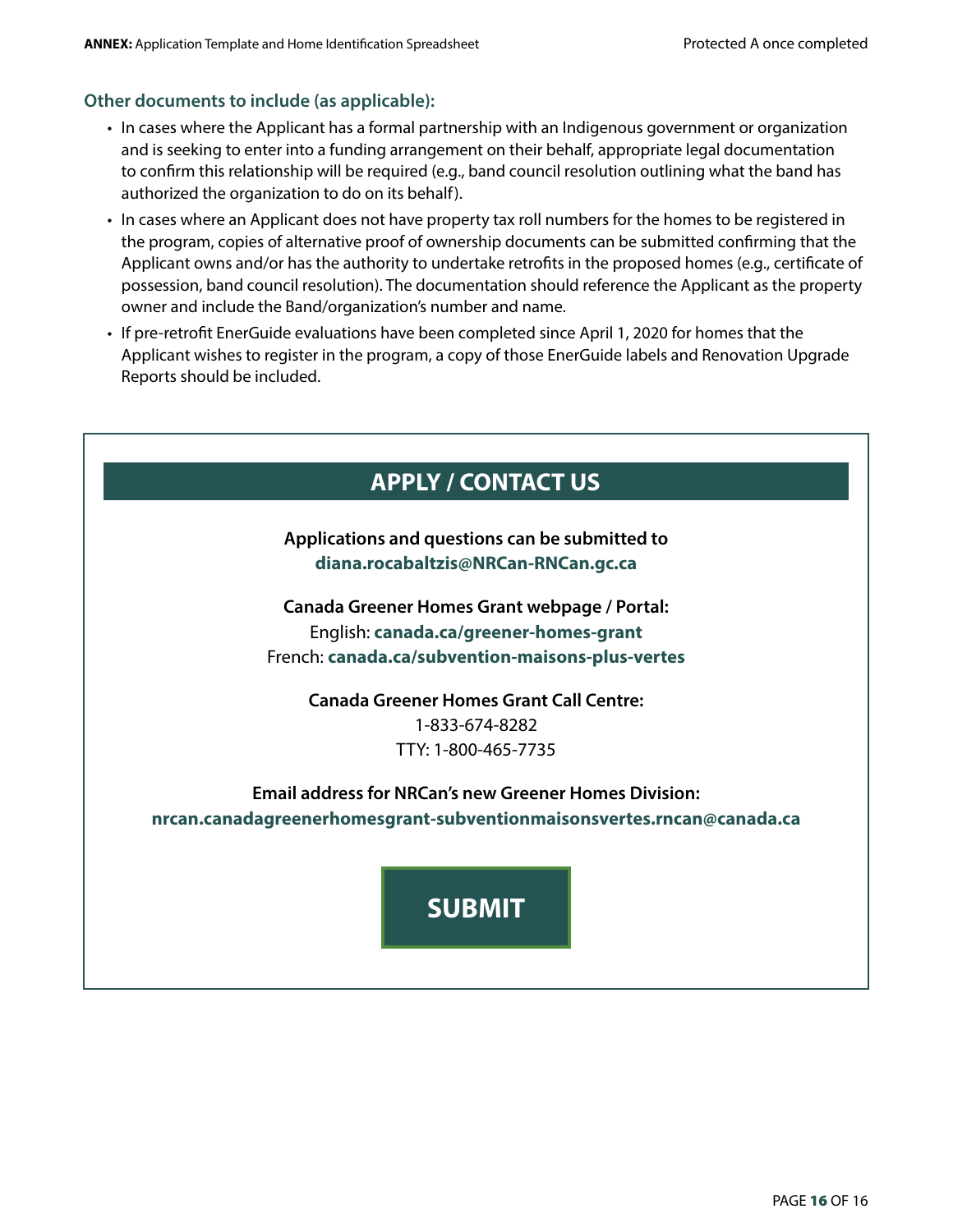### Other documents to include (as applicable):

- In cases where the Applicant has a formal partnership with an Indigenous government or organization and is seeking to enter into a funding arrangement on their behalf, appropriate legal documentation to confirm this relationship will be required (e.g., band council resolution outlining what the band has authorized the organization to do on its behalf).
- In cases where an Applicant does not have property tax roll numbers for the homes to be registered in the program, copies of alternative proof of ownership documents can be submitted confirming that the Applicant owns and/or has the authority to undertake retrofits in the proposed homes (e.g., certificate of possession, band council resolution). The documentation should reference the Applicant as the property owner and include the Band/organization's number and name.
- If pre-retrofit EnerGuide evaluations have been completed since April 1, 2020 for homes that the Applicant wishes to register in the program, a copy of those EnerGuide labels and Renovation Upgrade Reports should be included.

## APPLY / CONTACT US

**Applications and questions can be submitted to**
**diana.rocabaltzis@NRCan-RNCan.gc.ca**

**Canada Greener Homes Grant webpage / Portal:**
English: **canada.ca/greener-homes-grant**
French: **canada.ca/subvention-maisons-plus-vertes**

**Canada Greener Homes Grant Call Centre:**
1-833-674-8282
TTY: 1-800-465-7735

**Email address for NRCan's new Greener Homes Division:**
**nrcan.canadagreenerhomesgrant-subventionmaisonsvertes.rncan@canada.ca**

**SUBMIT**